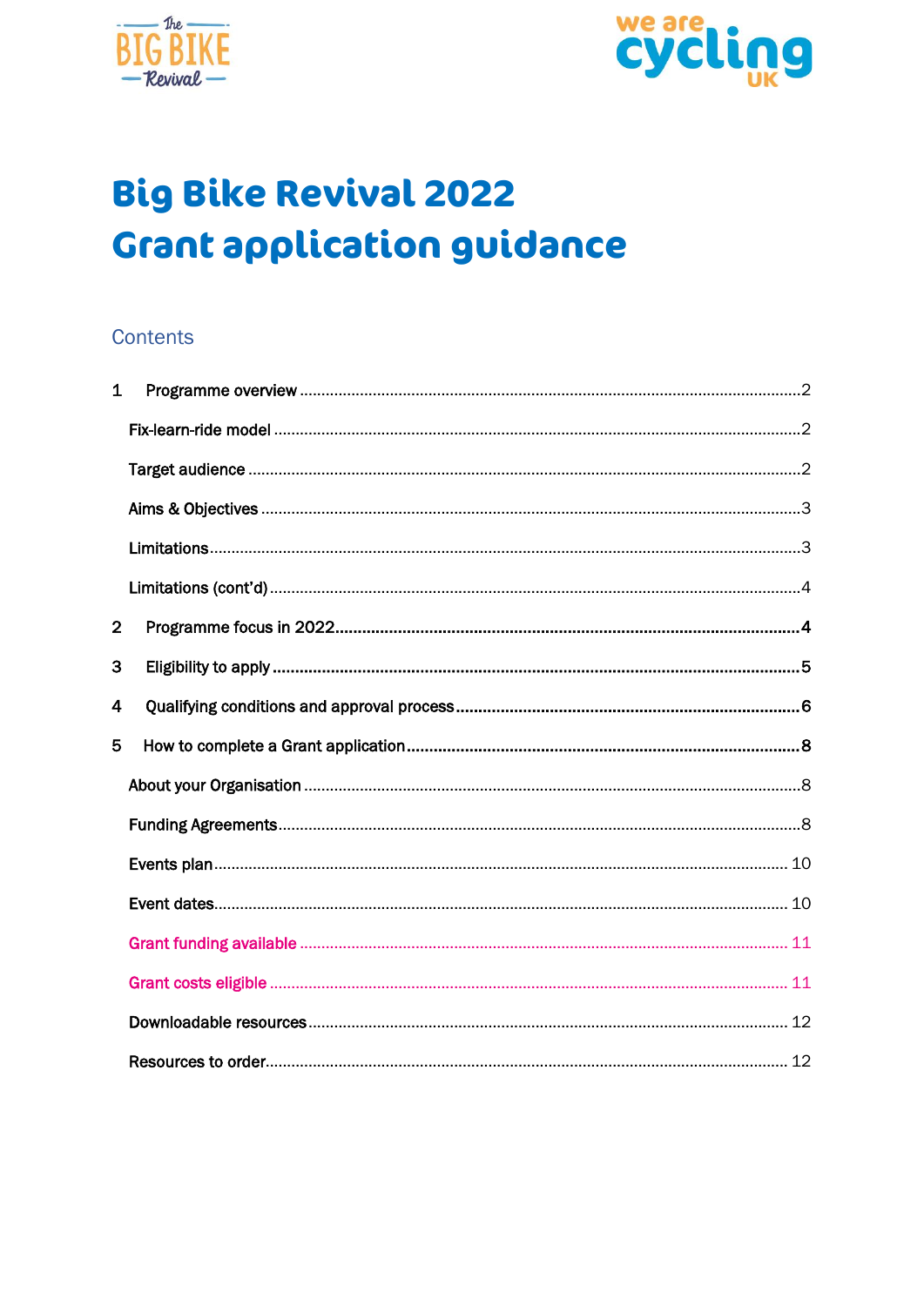# Big Bike Revival 2022
# Grant application guidance

## Contents

1 Programme overview ..... 2
- Fix-learn-ride model ..... 2
- Target audience ..... 2
- Aims & Objectives ..... 3
- Limitations ..... 3
- Limitations (cont'd) ..... 4

2 Programme focus in 2022 ..... 4

3 Eligibility to apply ..... 5

4 Qualifying conditions and approval process ..... 6

5 How to complete a Grant application ..... 8
- About your Organisation ..... 8
- Funding Agreements ..... 8
- Events plan ..... 10
- Event dates ..... 10
- Grant funding available ..... 11
- Grant costs eligible ..... 11
- Downloadable resources ..... 12
- Resources to order ..... 12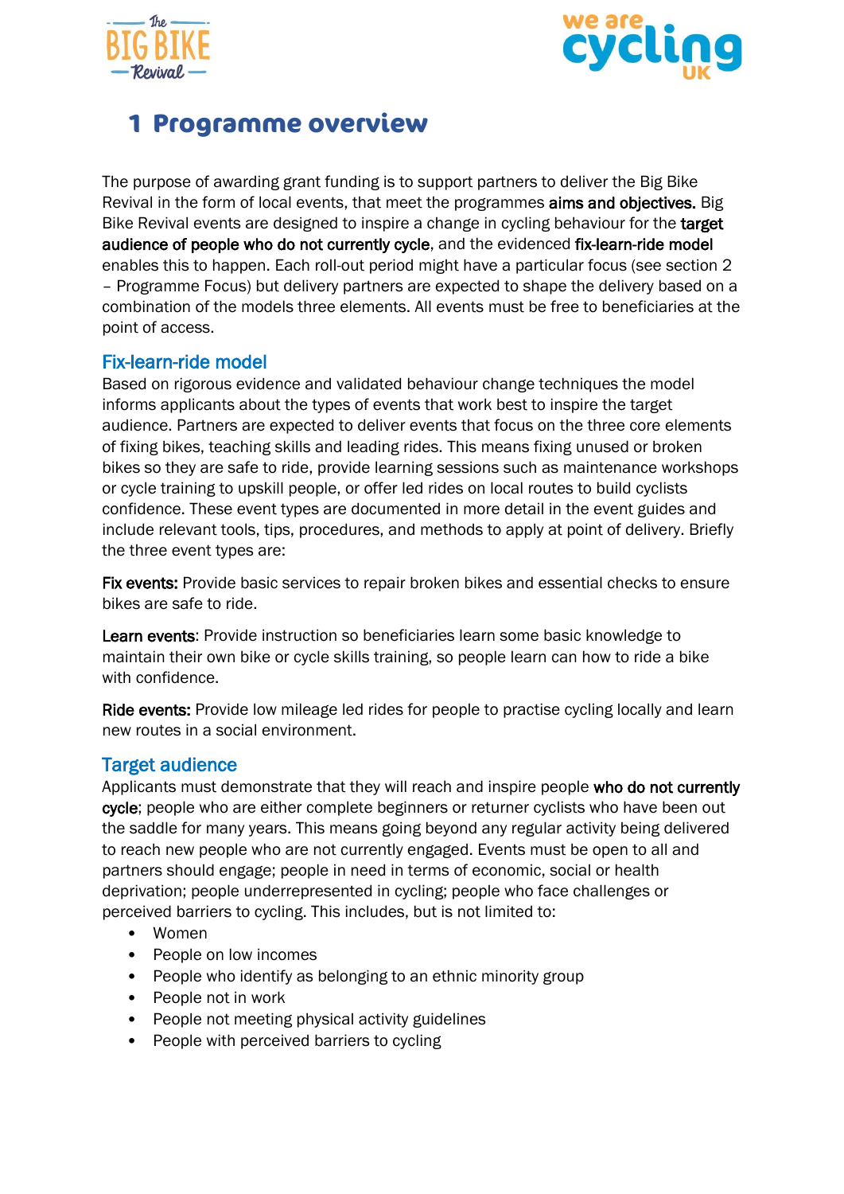## 1 Programme overview

The purpose of awarding grant funding is to support partners to deliver the Big Bike Revival in the form of local events, that meet the programmes **aims and objectives.** Big Bike Revival events are designed to inspire a change in cycling behaviour for the **target audience of people who do not currently cycle**, and the evidenced **fix-learn-ride model** enables this to happen. Each roll-out period might have a particular focus (see section 2 – Programme Focus) but delivery partners are expected to shape the delivery based on a combination of the models three elements. All events must be free to beneficiaries at the point of access.

### Fix-learn-ride model

Based on rigorous evidence and validated behaviour change techniques the model informs applicants about the types of events that work best to inspire the target audience. Partners are expected to deliver events that focus on the three core elements of fixing bikes, teaching skills and leading rides. This means fixing unused or broken bikes so they are safe to ride, provide learning sessions such as maintenance workshops or cycle training to upskill people, or offer led rides on local routes to build cyclists confidence. These event types are documented in more detail in the event guides and include relevant tools, tips, procedures, and methods to apply at point of delivery. Briefly the three event types are:

**Fix events:** Provide basic services to repair broken bikes and essential checks to ensure bikes are safe to ride.

**Learn events**: Provide instruction so beneficiaries learn some basic knowledge to maintain their own bike or cycle skills training, so people learn can how to ride a bike with confidence.

**Ride events:** Provide low mileage led rides for people to practise cycling locally and learn new routes in a social environment.

### Target audience

Applicants must demonstrate that they will reach and inspire people **who do not currently cycle**; people who are either complete beginners or returner cyclists who have been out the saddle for many years. This means going beyond any regular activity being delivered to reach new people who are not currently engaged. Events must be open to all and partners should engage; people in need in terms of economic, social or health deprivation; people underrepresented in cycling; people who face challenges or perceived barriers to cycling. This includes, but is not limited to:

- Women
- People on low incomes
- People who identify as belonging to an ethnic minority group
- People not in work
- People not meeting physical activity guidelines
- People with perceived barriers to cycling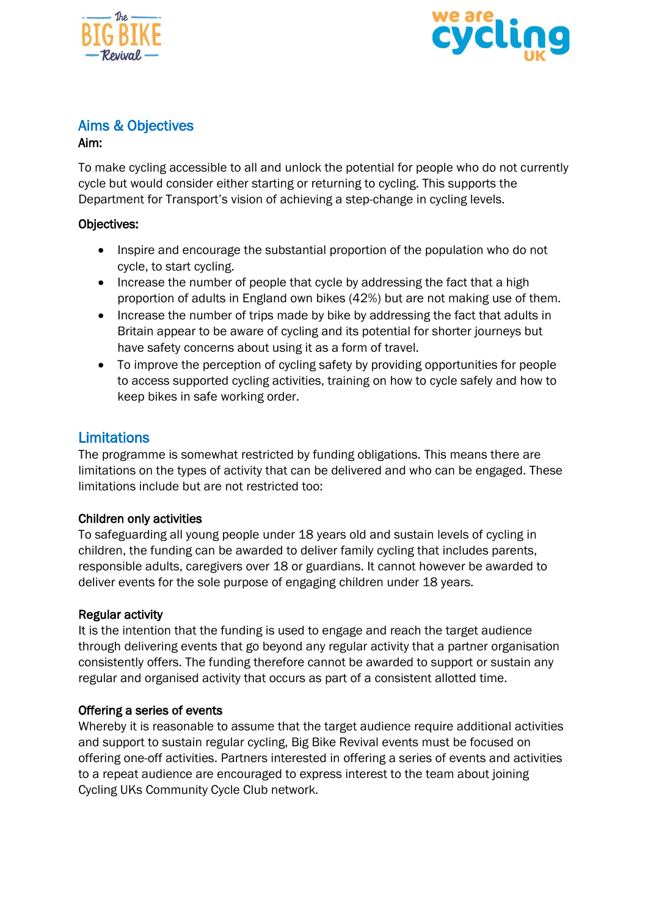## Aims & Objectives

**Aim:**

To make cycling accessible to all and unlock the potential for people who do not currently cycle but would consider either starting or returning to cycling. This supports the Department for Transport's vision of achieving a step-change in cycling levels.

**Objectives:**

- Inspire and encourage the substantial proportion of the population who do not cycle, to start cycling.
- Increase the number of people that cycle by addressing the fact that a high proportion of adults in England own bikes (42%) but are not making use of them.
- Increase the number of trips made by bike by addressing the fact that adults in Britain appear to be aware of cycling and its potential for shorter journeys but have safety concerns about using it as a form of travel.
- To improve the perception of cycling safety by providing opportunities for people to access supported cycling activities, training on how to cycle safely and how to keep bikes in safe working order.

## Limitations

The programme is somewhat restricted by funding obligations. This means there are limitations on the types of activity that can be delivered and who can be engaged. These limitations include but are not restricted too:

**Children only activities**

To safeguarding all young people under 18 years old and sustain levels of cycling in children, the funding can be awarded to deliver family cycling that includes parents, responsible adults, caregivers over 18 or guardians. It cannot however be awarded to deliver events for the sole purpose of engaging children under 18 years.

**Regular activity**

It is the intention that the funding is used to engage and reach the target audience through delivering events that go beyond any regular activity that a partner organisation consistently offers. The funding therefore cannot be awarded to support or sustain any regular and organised activity that occurs as part of a consistent allotted time.

**Offering a series of events**

Whereby it is reasonable to assume that the target audience require additional activities and support to sustain regular cycling, Big Bike Revival events must be focused on offering one-off activities. Partners interested in offering a series of events and activities to a repeat audience are encouraged to express interest to the team about joining Cycling UKs Community Cycle Club network.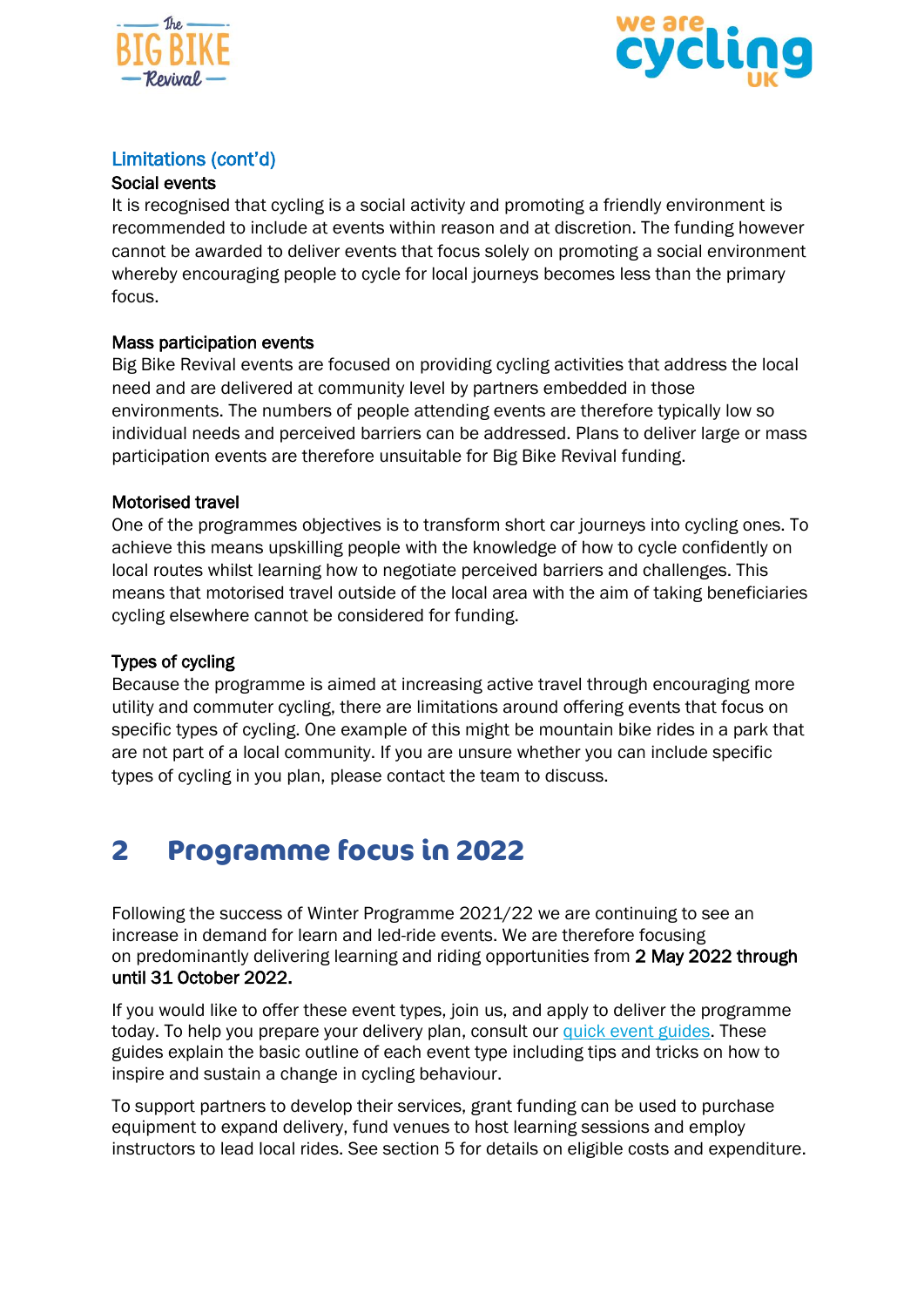### Limitations (cont'd)

**Social events**

It is recognised that cycling is a social activity and promoting a friendly environment is recommended to include at events within reason and at discretion. The funding however cannot be awarded to deliver events that focus solely on promoting a social environment whereby encouraging people to cycle for local journeys becomes less than the primary focus.

**Mass participation events**

Big Bike Revival events are focused on providing cycling activities that address the local need and are delivered at community level by partners embedded in those environments. The numbers of people attending events are therefore typically low so individual needs and perceived barriers can be addressed. Plans to deliver large or mass participation events are therefore unsuitable for Big Bike Revival funding.

**Motorised travel**

One of the programmes objectives is to transform short car journeys into cycling ones. To achieve this means upskilling people with the knowledge of how to cycle confidently on local routes whilst learning how to negotiate perceived barriers and challenges. This means that motorised travel outside of the local area with the aim of taking beneficiaries cycling elsewhere cannot be considered for funding.

**Types of cycling**

Because the programme is aimed at increasing active travel through encouraging more utility and commuter cycling, there are limitations around offering events that focus on specific types of cycling. One example of this might be mountain bike rides in a park that are not part of a local community. If you are unsure whether you can include specific types of cycling in you plan, please contact the team to discuss.

## 2 Programme focus in 2022

Following the success of Winter Programme 2021/22 we are continuing to see an increase in demand for learn and led-ride events. We are therefore focusing on predominantly delivering learning and riding opportunities from **2 May 2022 through until 31 October 2022.**

If you would like to offer these event types, join us, and apply to deliver the programme today. To help you prepare your delivery plan, consult our quick event guides. These guides explain the basic outline of each event type including tips and tricks on how to inspire and sustain a change in cycling behaviour.

To support partners to develop their services, grant funding can be used to purchase equipment to expand delivery, fund venues to host learning sessions and employ instructors to lead local rides. See section 5 for details on eligible costs and expenditure.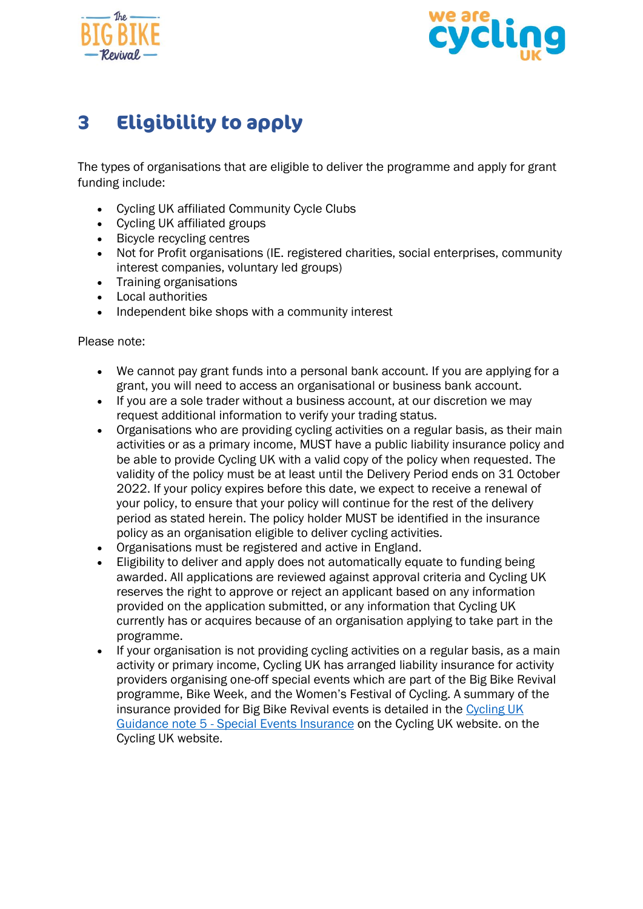# 3 Eligibility to apply

The types of organisations that are eligible to deliver the programme and apply for grant funding include:

- Cycling UK affiliated Community Cycle Clubs
- Cycling UK affiliated groups
- Bicycle recycling centres
- Not for Profit organisations (IE. registered charities, social enterprises, community interest companies, voluntary led groups)
- Training organisations
- Local authorities
- Independent bike shops with a community interest

Please note:

- We cannot pay grant funds into a personal bank account. If you are applying for a grant, you will need to access an organisational or business bank account.
- If you are a sole trader without a business account, at our discretion we may request additional information to verify your trading status.
- Organisations who are providing cycling activities on a regular basis, as their main activities or as a primary income, MUST have a public liability insurance policy and be able to provide Cycling UK with a valid copy of the policy when requested. The validity of the policy must be at least until the Delivery Period ends on 31 October 2022. If your policy expires before this date, we expect to receive a renewal of your policy, to ensure that your policy will continue for the rest of the delivery period as stated herein. The policy holder MUST be identified in the insurance policy as an organisation eligible to deliver cycling activities.
- Organisations must be registered and active in England.
- Eligibility to deliver and apply does not automatically equate to funding being awarded. All applications are reviewed against approval criteria and Cycling UK reserves the right to approve or reject an applicant based on any information provided on the application submitted, or any information that Cycling UK currently has or acquires because of an organisation applying to take part in the programme.
- If your organisation is not providing cycling activities on a regular basis, as a main activity or primary income, Cycling UK has arranged liability insurance for activity providers organising one-off special events which are part of the Big Bike Revival programme, Bike Week, and the Women's Festival of Cycling. A summary of the insurance provided for Big Bike Revival events is detailed in the [Cycling UK Guidance note 5 - Special Events Insurance] on the Cycling UK website. on the Cycling UK website.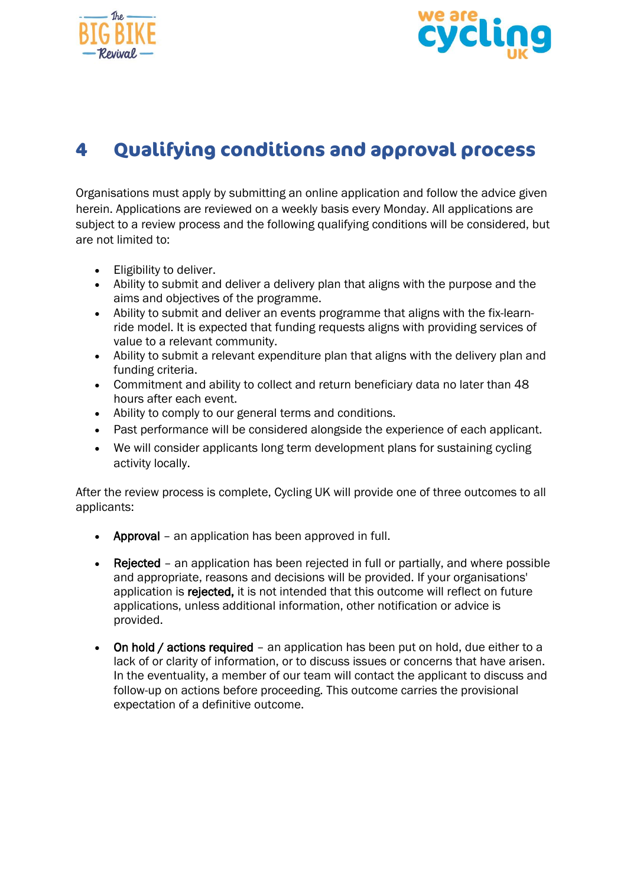# 4 Qualifying conditions and approval process

Organisations must apply by submitting an online application and follow the advice given herein. Applications are reviewed on a weekly basis every Monday. All applications are subject to a review process and the following qualifying conditions will be considered, but are not limited to:

- Eligibility to deliver.
- Ability to submit and deliver a delivery plan that aligns with the purpose and the aims and objectives of the programme.
- Ability to submit and deliver an events programme that aligns with the fix-learn-ride model. It is expected that funding requests aligns with providing services of value to a relevant community.
- Ability to submit a relevant expenditure plan that aligns with the delivery plan and funding criteria.
- Commitment and ability to collect and return beneficiary data no later than 48 hours after each event.
- Ability to comply to our general terms and conditions.
- Past performance will be considered alongside the experience of each applicant.
- We will consider applicants long term development plans for sustaining cycling activity locally.

After the review process is complete, Cycling UK will provide one of three outcomes to all applicants:

- **Approval** – an application has been approved in full.
- **Rejected** – an application has been rejected in full or partially, and where possible and appropriate, reasons and decisions will be provided. If your organisations' application is **rejected,** it is not intended that this outcome will reflect on future applications, unless additional information, other notification or advice is provided.
- **On hold / actions required** – an application has been put on hold, due either to a lack of or clarity of information, or to discuss issues or concerns that have arisen. In the eventuality, a member of our team will contact the applicant to discuss and follow-up on actions before proceeding. This outcome carries the provisional expectation of a definitive outcome.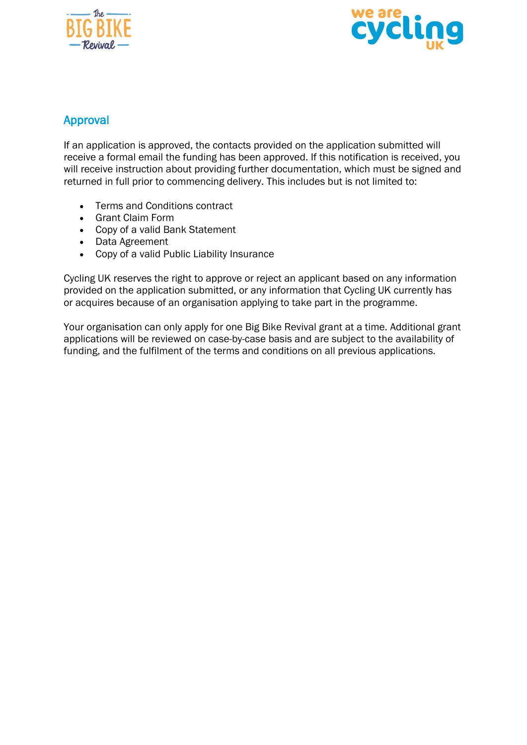## Approval

If an application is approved, the contacts provided on the application submitted will receive a formal email the funding has been approved. If this notification is received, you will receive instruction about providing further documentation, which must be signed and returned in full prior to commencing delivery. This includes but is not limited to:

- Terms and Conditions contract
- Grant Claim Form
- Copy of a valid Bank Statement
- Data Agreement
- Copy of a valid Public Liability Insurance

Cycling UK reserves the right to approve or reject an applicant based on any information provided on the application submitted, or any information that Cycling UK currently has or acquires because of an organisation applying to take part in the programme.

Your organisation can only apply for one Big Bike Revival grant at a time. Additional grant applications will be reviewed on case-by-case basis and are subject to the availability of funding, and the fulfilment of the terms and conditions on all previous applications.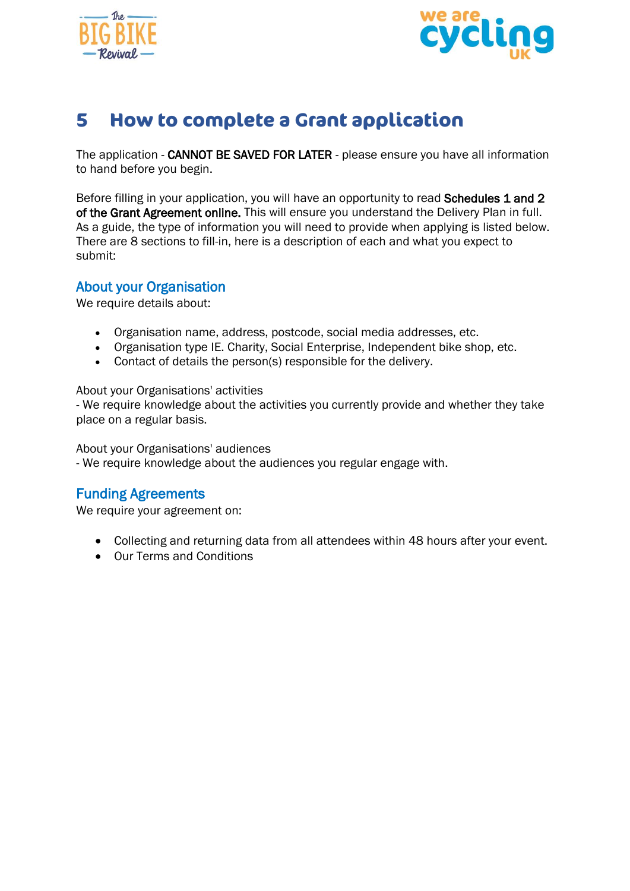# 5 How to complete a Grant application

The application - **CANNOT BE SAVED FOR LATER** - please ensure you have all information to hand before you begin.

Before filling in your application, you will have an opportunity to read **Schedules 1 and 2 of the Grant Agreement online.** This will ensure you understand the Delivery Plan in full. As a guide, the type of information you will need to provide when applying is listed below. There are 8 sections to fill-in, here is a description of each and what you expect to submit:

## About your Organisation

We require details about:

- Organisation name, address, postcode, social media addresses, etc.
- Organisation type IE. Charity, Social Enterprise, Independent bike shop, etc.
- Contact of details the person(s) responsible for the delivery.

About your Organisations' activities
- We require knowledge about the activities you currently provide and whether they take place on a regular basis.

About your Organisations' audiences
- We require knowledge about the audiences you regular engage with.

## Funding Agreements

We require your agreement on:

- Collecting and returning data from all attendees within 48 hours after your event.
- Our Terms and Conditions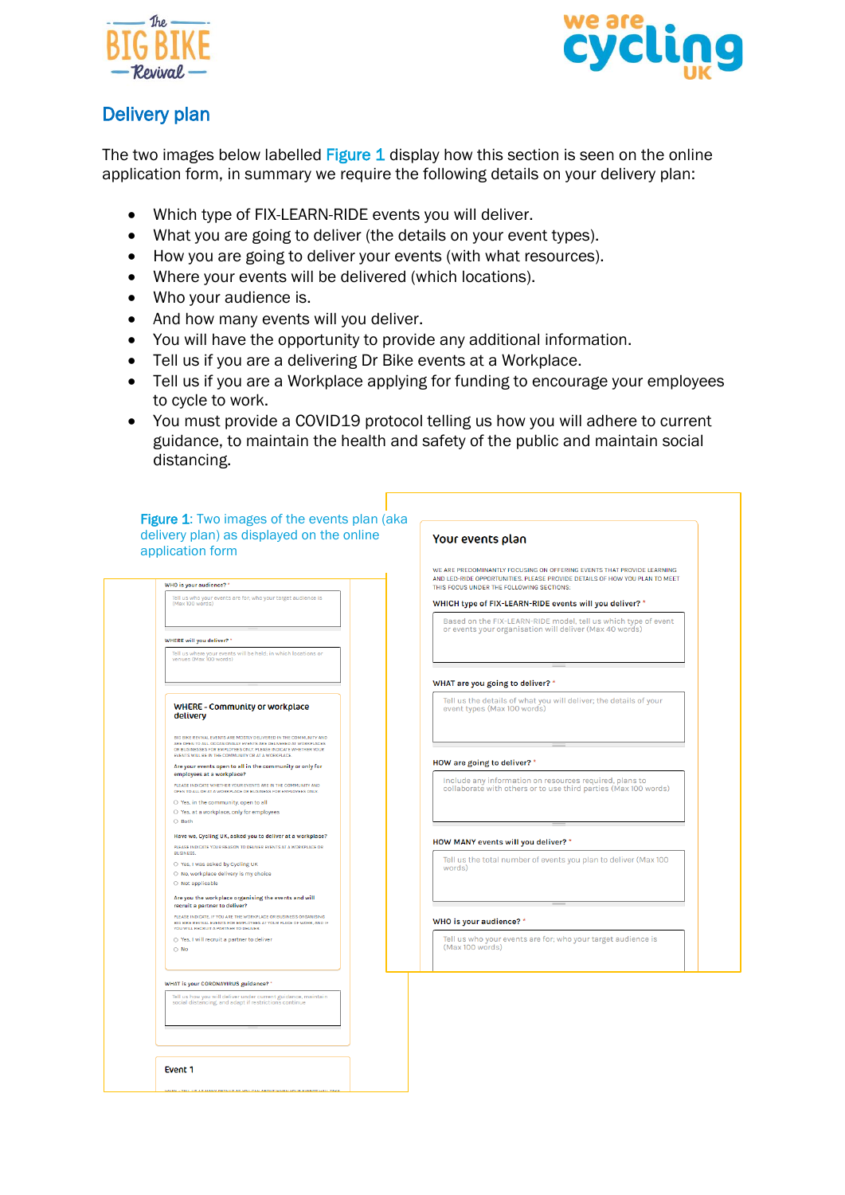## Delivery plan

The two images below labelled Figure 1 display how this section is seen on the online application form, in summary we require the following details on your delivery plan:

- Which type of FIX-LEARN-RIDE events you will deliver.
- What you are going to deliver (the details on your event types).
- How you are going to deliver your events (with what resources).
- Where your events will be delivered (which locations).
- Who your audience is.
- And how many events will you deliver.
- You will have the opportunity to provide any additional information.
- Tell us if you are a delivering Dr Bike events at a Workplace.
- Tell us if you are a Workplace applying for funding to encourage your employees to cycle to work.
- You must provide a COVID19 protocol telling us how you will adhere to current guidance, to maintain the health and safety of the public and maintain social distancing.

Figure 1: Two images of the events plan (aka delivery plan) as displayed on the online application form

**Your events plan**

WE ARE PREDOMINANTLY FOCUSING ON OFFERING EVENTS THAT PROVIDE LEARNING AND LED-RIDE OPPORTUNITIES. PLEASE PROVIDE DETAILS OF HOW YOU PLAN TO MEET THIS FOCUS UNDER THE FOLLOWING SECTIONS:

WHICH type of FIX-LEARN-RIDE events will you deliver? *
Based on the FIX-LEARN-RIDE model, tell us which type of event or events your organisation will deliver (Max 40 words)

WHAT are you going to deliver? *
Tell us the details of what you will deliver; the details of your event types (Max 100 words)

HOW are going to deliver? *
Include any information on resources required, plans to collaborate with others or to use third parties (Max 100 words)

HOW MANY events will you deliver? *
Tell us the total number of events you plan to deliver (Max 100 words)

WHO is your audience? *
Tell us who your events are for; who your target audience is (Max 100 words)

WHERE will you deliver? *
Tell us where your events will be held, in which locations or venues (Max 100 words)

**WHERE - Community or workplace delivery**

BIG BIKE REVIVAL EVENTS ARE MOSTLY DELIVERED IN THE COMMUNITY AND ARE OPEN TO ALL. OCCASIONALLY EVENTS ARE DELIVERED AT WORKPLACES OR BUSINESSES FOR EMPLOYEES ONLY. PLEASE INDICATE WHETHER YOUR EVENTS WILL BE IN THE COMMUNITY OR AT A WORKPLACE.

Are your events open to all in the community or only for employees at a workplace?
PLEASE INDICATE WHETHER YOUR EVENTS ARE IN THE COMMUNITY AND OPEN TO ALL OR AT A WORKPLACE OR BUSINESS FOR EMPLOYEES ONLY.
- Yes, in the community, open to all
- Yes, at a workplace, only for employees
- Both

Have we, Cycling UK, asked you to deliver at a workplace?
PLEASE INDICATE YOUR REASON TO DELIVER EVENTS AT A WORKPLACE OR BUSINESS.
- Yes, I was asked by Cycling UK
- No, workplace delivery is my choice
- Not applicable

Are you the workplace organising the events and will recruit a partner to deliver?
PLEASE INDICATE IF YOU ARE THE WORKPLACE OR BUSINESS ORGANISING BIG BIKE REVIVAL EVENTS FOR EMPLOYEES AT YOUR PLACE OF WORK, AND IF YOU WILL RECRUIT A PARTNER TO DELIVER.
- Yes, I will recruit a partner to deliver
- No

WHAT is your CORONAVIRUS guidance? *
Tell us how you will deliver under current guidance, maintain social distancing, and adapt if restrictions continue

Event 1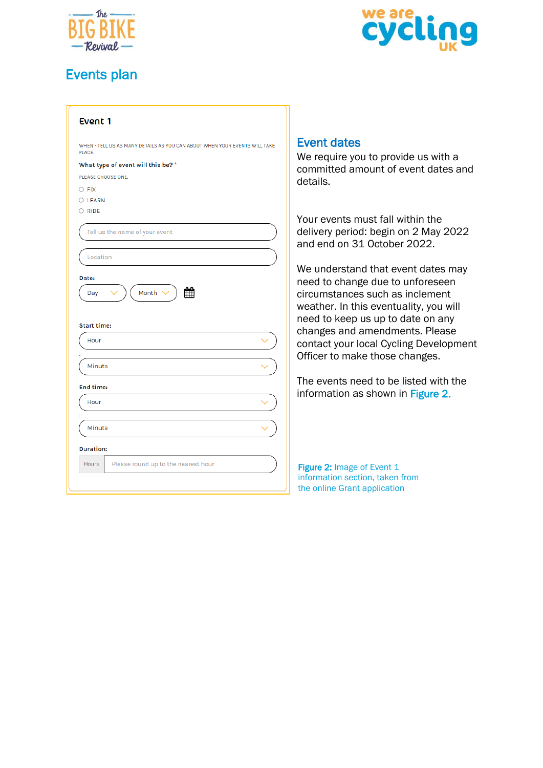# Events plan

**Event 1**

WHEN - TELL US AS MANY DETAILS AS YOU CAN ABOUT WHEN YOUR EVENTS WILL TAKE PLACE.

**What type of event will this be?** *

PLEASE CHOOSE ONE.

- FIX
- LEARN
- RIDE

Tell us the name of your event

Location

**Date:**

Day | Month

**Start time:**

Hour

:

Minute

**End time:**

Hour

:

Minute

**Duration:**

Hours | Please round up to the nearest hour

## Event dates

We require you to provide us with a committed amount of event dates and details.

Your events must fall within the delivery period: begin on 2 May 2022 and end on 31 October 2022.

We understand that event dates may need to change due to unforeseen circumstances such as inclement weather. In this eventuality, you will need to keep us up to date on any changes and amendments. Please contact your local Cycling Development Officer to make those changes.

The events need to be listed with the information as shown in **Figure 2.**

**Figure 2:** Image of Event 1 information section, taken from the online Grant application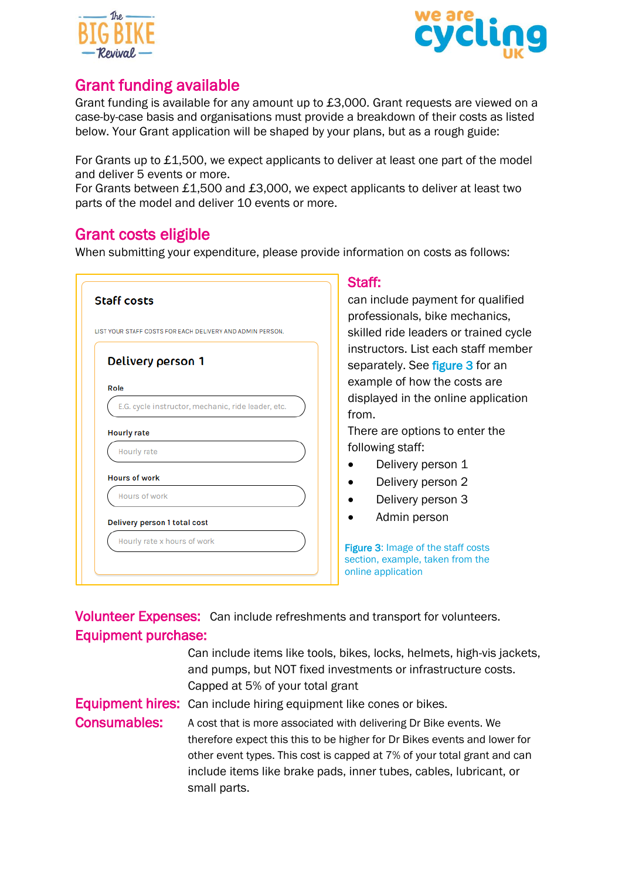## Grant funding available

Grant funding is available for any amount up to £3,000. Grant requests are viewed on a case-by-case basis and organisations must provide a breakdown of their costs as listed below. Your Grant application will be shaped by your plans, but as a rough guide:

For Grants up to £1,500, we expect applicants to deliver at least one part of the model and deliver 5 events or more.
For Grants between £1,500 and £3,000, we expect applicants to deliver at least two parts of the model and deliver 10 events or more.

## Grant costs eligible

When submitting your expenditure, please provide information on costs as follows:

**Staff costs**

LIST YOUR STAFF COSTS FOR EACH DELIVERY AND ADMIN PERSON.

**Delivery person 1**

Role
E.G. cycle instructor, mechanic, ride leader, etc.

Hourly rate
Hourly rate

Hours of work
Hours of work

Delivery person 1 total cost
Hourly rate x hours of work

### Staff:

can include payment for qualified professionals, bike mechanics, skilled ride leaders or trained cycle instructors. List each staff member separately. See figure 3 for an example of how the costs are displayed in the online application from.
There are options to enter the following staff:

- Delivery person 1
- Delivery person 2
- Delivery person 3
- Admin person

Figure 3: Image of the staff costs section, example, taken from the online application

**Volunteer Expenses:** Can include refreshments and transport for volunteers.

**Equipment purchase:** Can include items like tools, bikes, locks, helmets, high-vis jackets, and pumps, but NOT fixed investments or infrastructure costs. Capped at 5% of your total grant

**Equipment hires:** Can include hiring equipment like cones or bikes.

**Consumables:** A cost that is more associated with delivering Dr Bike events. We therefore expect this this to be higher for Dr Bikes events and lower for other event types. This cost is capped at 7% of your total grant and can include items like brake pads, inner tubes, cables, lubricant, or small parts.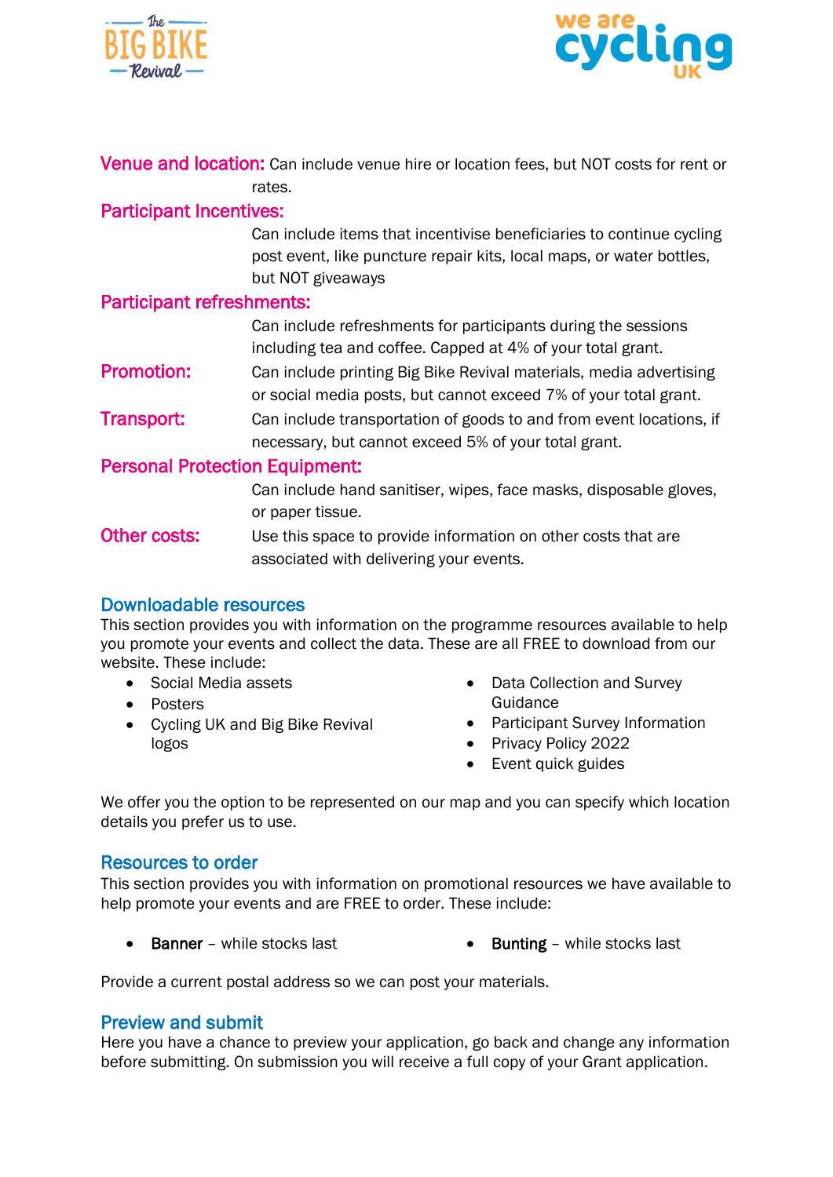**Venue and location:** Can include venue hire or location fees, but NOT costs for rent or rates.

**Participant Incentives:** Can include items that incentivise beneficiaries to continue cycling post event, like puncture repair kits, local maps, or water bottles, but NOT giveaways

**Participant refreshments:** Can include refreshments for participants during the sessions including tea and coffee. Capped at 4% of your total grant.

**Promotion:** Can include printing Big Bike Revival materials, media advertising or social media posts, but cannot exceed 7% of your total grant.

**Transport:** Can include transportation of goods to and from event locations, if necessary, but cannot exceed 5% of your total grant.

**Personal Protection Equipment:** Can include hand sanitiser, wipes, face masks, disposable gloves, or paper tissue.

**Other costs:** Use this space to provide information on other costs that are associated with delivering your events.

## Downloadable resources

This section provides you with information on the programme resources available to help you promote your events and collect the data. These are all FREE to download from our website. These include:

- Social Media assets
- Posters
- Cycling UK and Big Bike Revival logos
- Data Collection and Survey Guidance
- Participant Survey Information
- Privacy Policy 2022
- Event quick guides

We offer you the option to be represented on our map and you can specify which location details you prefer us to use.

## Resources to order

This section provides you with information on promotional resources we have available to help promote your events and are FREE to order. These include:

- **Banner** – while stocks last
- **Bunting** – while stocks last

Provide a current postal address so we can post your materials.

## Preview and submit

Here you have a chance to preview your application, go back and change any information before submitting. On submission you will receive a full copy of your Grant application.